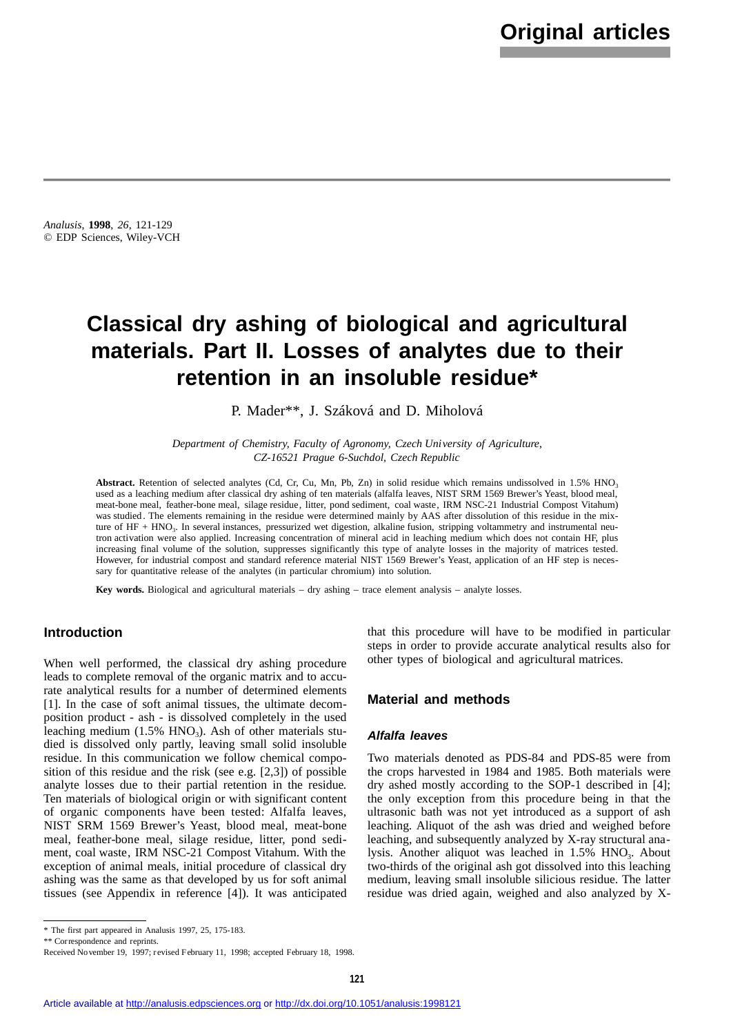# Original articles

*Analusis*, **1998**, *26*, 121-129
© EDP Sciences, Wiley-VCH

# Classical dry ashing of biological and agricultural materials. Part II. Losses of analytes due to their retention in an insoluble residue*

P. Mader**, J. Száková and D. Miholová

*Department of Chemistry, Faculty of Agronomy, Czech University of Agriculture, CZ-16521 Prague 6-Suchdol, Czech Republic*

**Abstract.** Retention of selected analytes (Cd, Cr, Cu, Mn, Pb, Zn) in solid residue which remains undissolved in 1.5% $HNO_3$ used as a leaching medium after classical dry ashing of ten materials (alfalfa leaves, NIST SRM 1569 Brewer's Yeast, blood meal, meat-bone meal, feather-bone meal, silage residue, litter, pond sediment, coal waste, IRM NSC-21 Industrial Compost Vitahum) was studied. The elements remaining in the residue were determined mainly by AAS after dissolution of this residue in the mixture of HF + $HNO_3$. In several instances, pressurized wet digestion, alkaline fusion, stripping voltammetry and instrumental neutron activation were also applied. Increasing concentration of mineral acid in leaching medium which does not contain HF, plus increasing final volume of the solution, suppresses significantly this type of analyte losses in the majority of matrices tested. However, for industrial compost and standard reference material NIST 1569 Brewer's Yeast, application of an HF step is necessary for quantitative release of the analytes (in particular chromium) into solution.

**Key words.** Biological and agricultural materials – dry ashing – trace element analysis – analyte losses.

## Introduction

When well performed, the classical dry ashing procedure leads to complete removal of the organic matrix and to accurate analytical results for a number of determined elements [1]. In the case of soft animal tissues, the ultimate decomposition product - ash - is dissolved completely in the used leaching medium (1.5% $HNO_3$). Ash of other materials studied is dissolved only partly, leaving small solid insoluble residue. In this communication we follow chemical composition of this residue and the risk (see e.g. [2,3]) of possible analyte losses due to their partial retention in the residue. Ten materials of biological origin or with significant content of organic components have been tested: Alfalfa leaves, NIST SRM 1569 Brewer's Yeast, blood meal, meat-bone meal, feather-bone meal, silage residue, litter, pond sediment, coal waste, IRM NSC-21 Compost Vitahum. With the exception of animal meals, initial procedure of classical dry ashing was the same as that developed by us for soft animal tissues (see Appendix in reference [4]). It was anticipated that this procedure will have to be modified in particular steps in order to provide accurate analytical results also for other types of biological and agricultural matrices.

## Material and methods

### Alfalfa leaves

Two materials denoted as PDS-84 and PDS-85 were from the crops harvested in 1984 and 1985. Both materials were dry ashed mostly according to the SOP-1 described in [4]; the only exception from this procedure being in that the ultrasonic bath was not yet introduced as a support of ash leaching. Aliquot of the ash was dried and weighed before leaching, and subsequently analyzed by X-ray structural analysis. Another aliquot was leached in 1.5% $HNO_3$. About two-thirds of the original ash got dissolved into this leaching medium, leaving small insoluble silicious residue. The latter residue was dried again, weighed and also analyzed by X-

* The first part appeared in Analusis 1997, 25, 175-183.
** Correspondence and reprints.
Received November 19, 1997; revised February 11, 1998; accepted February 18, 1998.

Article available at http://analusis.edpsciences.org or http://dx.doi.org/10.1051/analusis:1998121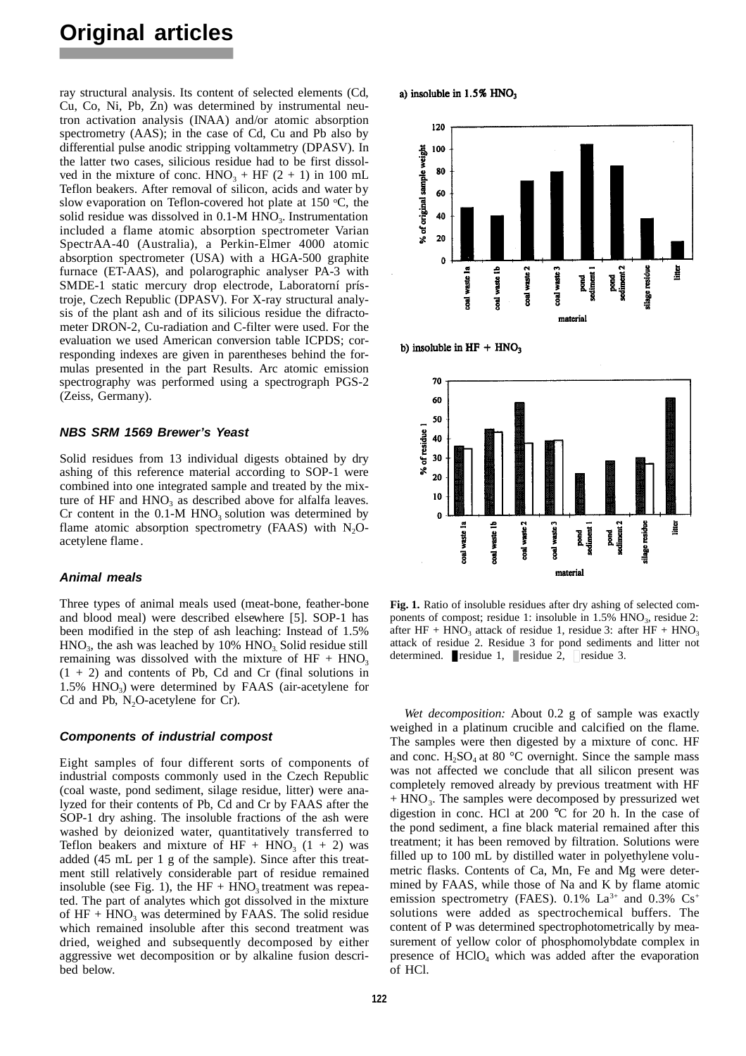ray structural analysis. Its content of selected elements (Cd, Cu, Co, Ni, Pb, Zn) was determined by instrumental neutron activation analysis (INAA) and/or atomic absorption spectrometry (AAS); in the case of Cd, Cu and Pb also by differential pulse anodic stripping voltammetry (DPASV). In the latter two cases, silicious residue had to be first dissolved in the mixture of conc. $HNO_3$ + HF (2 + 1) in 100 mL Teflon beakers. After removal of silicon, acids and water by slow evaporation on Teflon-covered hot plate at 150 °C, the solid residue was dissolved in 0.1-M $HNO_3$. Instrumentation included a flame atomic absorption spectrometer Varian SpectrAA-40 (Australia), a Perkin-Elmer 4000 atomic absorption spectrometer (USA) with a HGA-500 graphite furnace (ET-AAS), and polarographic analyser PA-3 with SMDE-1 static mercury drop electrode, Laboratorní přístroje, Czech Republic (DPASV). For X-ray structural analysis of the plant ash and of its silicious residue the difractometer DRON-2, Cu-radiation and C-filter were used. For the evaluation we used American conversion table ICPDS; corresponding indexes are given in parentheses behind the formulas presented in the part Results. Arc atomic emission spectrography was performed using a spectrograph PGS-2 (Zeiss, Germany).

### *NBS SRM 1569 Brewer's Yeast*

Solid residues from 13 individual digests obtained by dry ashing of this reference material according to SOP-1 were combined into one integrated sample and treated by the mixture of HF and $HNO_3$ as described above for alfalfa leaves. Cr content in the 0.1-M $HNO_3$ solution was determined by flame atomic absorption spectrometry (FAAS) with $N_2O$-acetylene flame.

### *Animal meals*

Three types of animal meals used (meat-bone, feather-bone and blood meal) were described elsewhere [5]. SOP-1 has been modified in the step of ash leaching: Instead of 1.5% $HNO_3$, the ash was leached by 10% $HNO_3$. Solid residue still remaining was dissolved with the mixture of HF + $HNO_3$ (1 + 2) and contents of Pb, Cd and Cr (final solutions in 1.5% $HNO_3$) were determined by FAAS (air-acetylene for Cd and Pb, $N_2O$-acetylene for Cr).

### *Components of industrial compost*

Eight samples of four different sorts of components of industrial composts commonly used in the Czech Republic (coal waste, pond sediment, silage residue, litter) were analyzed for their contents of Pb, Cd and Cr by FAAS after the SOP-1 dry ashing. The insoluble fractions of the ash were washed by deionized water, quantitatively transferred to Teflon beakers and mixture of HF + $HNO_3$ (1 + 2) was added (45 mL per 1 g of the sample). Since after this treatment still relatively considerable part of residue remained insoluble (see Fig. 1), the HF + $HNO_3$ treatment was repeated. The part of analytes which got dissolved in the mixture of HF + $HNO_3$ was determined by FAAS. The solid residue which remained insoluble after this second treatment was dried, weighed and subsequently decomposed by either aggressive wet decomposition or by alkaline fusion described below.

**Fig. 1.** Ratio of insoluble residues after dry ashing of selected components of compost; residue 1: insoluble in 1.5% $HNO_3$, residue 2: after HF + $HNO_3$ attack of residue 1, residue 3: after HF + $HNO_3$ attack of residue 2. Residue 3 for pond sediments and litter not determined. residue 1, residue 2, residue 3.

*Wet decomposition:* About 0.2 g of sample was exactly weighed in a platinum crucible and calcified on the flame. The samples were then digested by a mixture of conc. HF and conc. $H_2SO_4$ at 80 °C overnight. Since the sample mass was not affected we conclude that all silicon present was completely removed already by previous treatment with HF + $HNO_3$. The samples were decomposed by pressurized wet digestion in conc. HCl at 200 °C for 20 h. In the case of the pond sediment, a fine black material remained after this treatment; it has been removed by filtration. Solutions were filled up to 100 mL by distilled water in polyethylene volumetric flasks. Contents of Ca, Mn, Fe and Mg were determined by FAAS, while those of Na and K by flame atomic emission spectrometry (FAES). 0.1% $La^{3+}$ and 0.3% $Cs^{+}$ solutions were added as spectrochemical buffers. The content of P was determined spectrophotometrically by measurement of yellow color of phosphomolybdate complex in presence of $HClO_4$ which was added after the evaporation of HCl.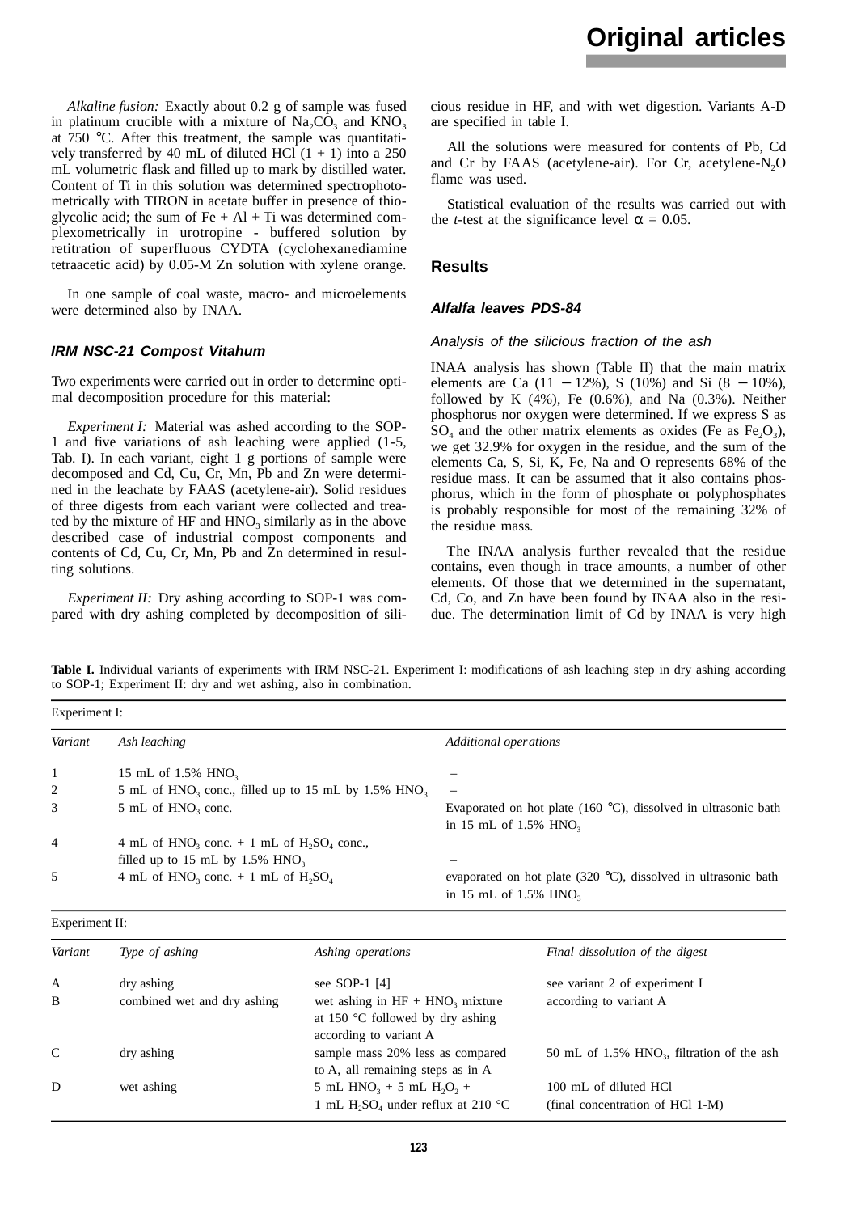*Alkaline fusion:* Exactly about 0.2 g of sample was fused in platinum crucible with a mixture of $Na_2CO_3$ and $KNO_3$ at 750 °C. After this treatment, the sample was quantitatively transferred by 40 mL of diluted HCl (1 + 1) into a 250 mL volumetric flask and filled up to mark by distilled water. Content of Ti in this solution was determined spectrophotometrically with TIRON in acetate buffer in presence of thioglycolic acid; the sum of Fe + Al + Ti was determined complexometrically in urotropine - buffered solution by retitration of superfluous CYDTA (cyclohexanediamine tetraacetic acid) by 0.05-M Zn solution with xylene orange.

In one sample of coal waste, macro- and microelements were determined also by INAA.

### *IRM NSC-21 Compost Vitahum*

Two experiments were carried out in order to determine optimal decomposition procedure for this material:

*Experiment I:* Material was ashed according to the SOP-1 and five variations of ash leaching were applied (1-5, Tab. I). In each variant, eight 1 g portions of sample were decomposed and Cd, Cu, Cr, Mn, Pb and Zn were determined in the leachate by FAAS (acetylene-air). Solid residues of three digests from each variant were collected and treated by the mixture of HF and $HNO_3$ similarly as in the above described case of industrial compost components and contents of Cd, Cu, Cr, Mn, Pb and Zn determined in resulting solutions.

*Experiment II:* Dry ashing according to SOP-1 was compared with dry ashing completed by decomposition of silicious residue in HF, and with wet digestion. Variants A-D are specified in table I.

All the solutions were measured for contents of Pb, Cd and Cr by FAAS (acetylene-air). For Cr, acetylene-$N_2O$ flame was used.

Statistical evaluation of the results was carried out with the *t*-test at the significance level $\alpha = 0.05$.

## Results

### *Alfalfa leaves PDS-84*

#### *Analysis of the silicious fraction of the ash*

INAA analysis has shown (Table II) that the main matrix elements are Ca (11 − 12%), S (10%) and Si (8 − 10%), followed by K (4%), Fe (0.6%), and Na (0.3%). Neither phosphorus nor oxygen were determined. If we express S as $SO_4$ and the other matrix elements as oxides (Fe as $Fe_2O_3$), we get 32.9% for oxygen in the residue, and the sum of the elements Ca, S, Si, K, Fe, Na and O represents 68% of the residue mass. It can be assumed that it also contains phosphorus, which in the form of phosphate or polyphosphates is probably responsible for most of the remaining 32% of the residue mass.

The INAA analysis further revealed that the residue contains, even though in trace amounts, a number of other elements. Of those that we determined in the supernatant, Cd, Co, and Zn have been found by INAA also in the residue. The determination limit of Cd by INAA is very high

**Table I.** Individual variants of experiments with IRM NSC-21. Experiment I: modifications of ash leaching step in dry ashing according to SOP-1; Experiment II: dry and wet ashing, also in combination.

Experiment I:

| *Variant* | *Ash leaching* | *Additional operations* |
|---|---|---|
| 1 | 15 mL of 1.5% $HNO_3$ | – |
| 2 | 5 mL of $HNO_3$ conc., filled up to 15 mL by 1.5% $HNO_3$ | – |
| 3 | 5 mL of $HNO_3$ conc. | Evaporated on hot plate (160 °C), dissolved in ultrasonic bath in 15 mL of 1.5% $HNO_3$ |
| 4 | 4 mL of $HNO_3$ conc. + 1 mL of $H_2SO_4$ conc., filled up to 15 mL by 1.5% $HNO_3$ | – |
| 5 | 4 mL of $HNO_3$ conc. + 1 mL of $H_2SO_4$ | evaporated on hot plate (320 °C), dissolved in ultrasonic bath in 15 mL of 1.5% $HNO_3$ |

Experiment II:

| *Variant* | *Type of ashing* | *Ashing operations* | *Final dissolution of the digest* |
|---|---|---|---|
| A | dry ashing | see SOP-1 [4] | see variant 2 of experiment I |
| B | combined wet and dry ashing | wet ashing in HF + $HNO_3$ mixture at 150 °C followed by dry ashing according to variant A | according to variant A |
| C | dry ashing | sample mass 20% less as compared to A, all remaining steps as in A | 50 mL of 1.5% $HNO_3$, filtration of the ash |
| D | wet ashing | 5 mL $HNO_3$ + 5 mL $H_2O_2$ + 1 mL $H_2SO_4$ under reflux at 210 °C | 100 mL of diluted HCl (final concentration of HCl 1-M) |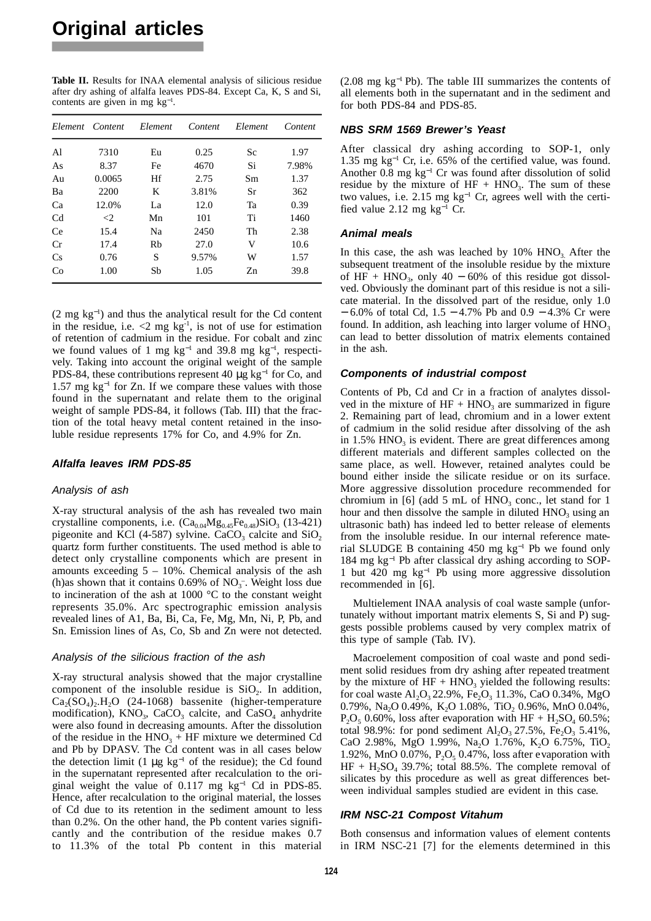**Table II.** Results for INAA elemental analysis of silicious residue after dry ashing of alfalfa leaves PDS-84. Except Ca, K, S and Si, contents are given in mg $kg^{-1}$.

| *Element* | *Content* | *Element* | *Content* | *Element* | *Content* |
|---|---|---|---|---|---|
| Al | 7310 | Eu | 0.25 | Sc | 1.97 |
| As | 8.37 | Fe | 4670 | Si | 7.98% |
| Au | 0.0065 | Hf | 2.75 | Sm | 1.37 |
| Ba | 2200 | K | 3.81% | Sr | 362 |
| Ca | 12.0% | La | 12.0 | Ta | 0.39 |
| Cd | <2 | Mn | 101 | Ti | 1460 |
| Ce | 15.4 | Na | 2450 | Th | 2.38 |
| Cr | 17.4 | Rb | 27.0 | V | 10.6 |
| Cs | 0.76 | S | 9.57% | W | 1.57 |
| Co | 1.00 | Sb | 1.05 | Zn | 39.8 |

(2 mg $kg^{-1}$) and thus the analytical result for the Cd content in the residue, i.e. <2 mg $kg^{-1}$, is not of use for estimation of retention of cadmium in the residue. For cobalt and zinc we found values of 1 mg $kg^{-1}$ and 39.8 mg $kg^{-1}$, respectively. Taking into account the original weight of the sample PDS-84, these contributions represent 40 μg $kg^{-1}$ for Co, and 1.57 mg $kg^{-1}$ for Zn. If we compare these values with those found in the supernatant and relate them to the original weight of sample PDS-84, it follows (Tab. III) that the fraction of the total heavy metal content retained in the insoluble residue represents 17% for Co, and 4.9% for Zn.

### Alfalfa leaves IRM PDS-85

#### Analysis of ash

X-ray structural analysis of the ash has revealed two main crystalline components, i.e. $(Ca_{0.04}Mg_{0.45}Fe_{0.48})SiO_3$ (13-421) pigeonite and KCl (4-587) sylvine. $CaCO_3$ calcite and $SiO_2$ quartz form further constituents. The used method is able to detect only crystalline components which are present in amounts exceeding 5 – 10%. Chemical analysis of the ash (h)as shown that it contains 0.69% of $NO_3^-$. Weight loss due to incineration of the ash at 1000 °C to the constant weight represents 35.0%. Arc spectrographic emission analysis revealed lines of A1, Ba, Bi, Ca, Fe, Mg, Mn, Ni, P, Pb, and Sn. Emission lines of As, Co, Sb and Zn were not detected.

#### Analysis of the silicious fraction of the ash

X-ray structural analysis showed that the major crystalline component of the insoluble residue is $SiO_2$. In addition, $Ca_2(SO_4)_2.H_2O$ (24-1068) bassenite (higher-temperature modification), $KNO_3$, $CaCO_3$ calcite, and $CaSO_4$ anhydrite were also found in decreasing amounts. After the dissolution of the residue in the $HNO_3$ + HF mixture we determined Cd and Pb by DPASV. The Cd content was in all cases below the detection limit (1 μg $kg^{-1}$ of the residue); the Cd found in the supernatant represented after recalculation to the original weight the value of 0.117 mg $kg^{-1}$ Cd in PDS-85. Hence, after recalculation to the original material, the losses of Cd due to its retention in the sediment amount to less than 0.2%. On the other hand, the Pb content varies significantly and the contribution of the residue makes 0.7 to 11.3% of the total Pb content in this material (2.08 mg $kg^{-1}$ Pb). The table III summarizes the contents of all elements both in the supernatant and in the sediment and for both PDS-84 and PDS-85.

### NBS SRM 1569 Brewer's Yeast

After classical dry ashing according to SOP-1, only 1.35 mg $kg^{-1}$ Cr, i.e. 65% of the certified value, was found. Another 0.8 mg $kg^{-1}$ Cr was found after dissolution of solid residue by the mixture of HF + $HNO_3$. The sum of these two values, i.e. 2.15 mg $kg^{-1}$ Cr, agrees well with the certified value 2.12 mg $kg^{-1}$ Cr.

### Animal meals

In this case, the ash was leached by 10% $HNO_3$. After the subsequent treatment of the insoluble residue by the mixture of HF + $HNO_3$, only 40 – 60% of this residue got dissolved. Obviously the dominant part of this residue is not a silicate material. In the dissolved part of the residue, only 1.0 – 6.0% of total Cd, 1.5 – 4.7% Pb and 0.9 – 4.3% Cr were found. In addition, ash leaching into larger volume of $HNO_3$ can lead to better dissolution of matrix elements contained in the ash.

### Components of industrial compost

Contents of Pb, Cd and Cr in a fraction of analytes dissolved in the mixture of HF + $HNO_3$ are summarized in figure 2. Remaining part of lead, chromium and in a lower extent of cadmium in the solid residue after dissolving of the ash in 1.5% $HNO_3$ is evident. There are great differences among different materials and different samples collected on the same place, as well. However, retained analytes could be bound either inside the silicate residue or on its surface. More aggressive dissolution procedure recommended for chromium in [6] (add 5 mL of $HNO_3$ conc., let stand for 1 hour and then dissolve the sample in diluted $HNO_3$ using an ultrasonic bath) has indeed led to better release of elements from the insoluble residue. In our internal reference material SLUDGE B containing 450 mg $kg^{-1}$ Pb we found only 184 mg $kg^{-1}$ Pb after classical dry ashing according to SOP-1 but 420 mg $kg^{-1}$ Pb using more aggressive dissolution recommended in [6].

Multielement INAA analysis of coal waste sample (unfortunately without important matrix elements S, Si and P) suggests possible problems caused by very complex matrix of this type of sample (Tab. IV).

Macroelement composition of coal waste and pond sediment solid residues from dry ashing after repeated treatment by the mixture of HF + $HNO_3$ yielded the following results: for coal waste $Al_2O_3$ 22.9%, $Fe_2O_3$ 11.3%, CaO 0.34%, MgO 0.79%, $Na_2O$ 0.49%, $K_2O$ 1.08%, $TiO_2$ 0.96%, MnO 0.04%, $P_2O_5$ 0.60%, loss after evaporation with HF + $H_2SO_4$ 60.5%; total 98.9%: for pond sediment $Al_2O_3$ 27.5%, $Fe_2O_3$ 5.41%, CaO 2.98%, MgO 1.99%, $Na_2O$ 1.76%, $K_2O$ 6.75%, $TiO_2$ 1.92%, MnO 0.07%, $P_2O_5$ 0.47%, loss after evaporation with HF + $H_2SO_4$ 39.7%; total 88.5%. The complete removal of silicates by this procedure as well as great differences between individual samples studied are evident in this case.

### IRM NSC-21 Compost Vitahum

Both consensus and information values of element contents in IRM NSC-21 [7] for the elements determined in this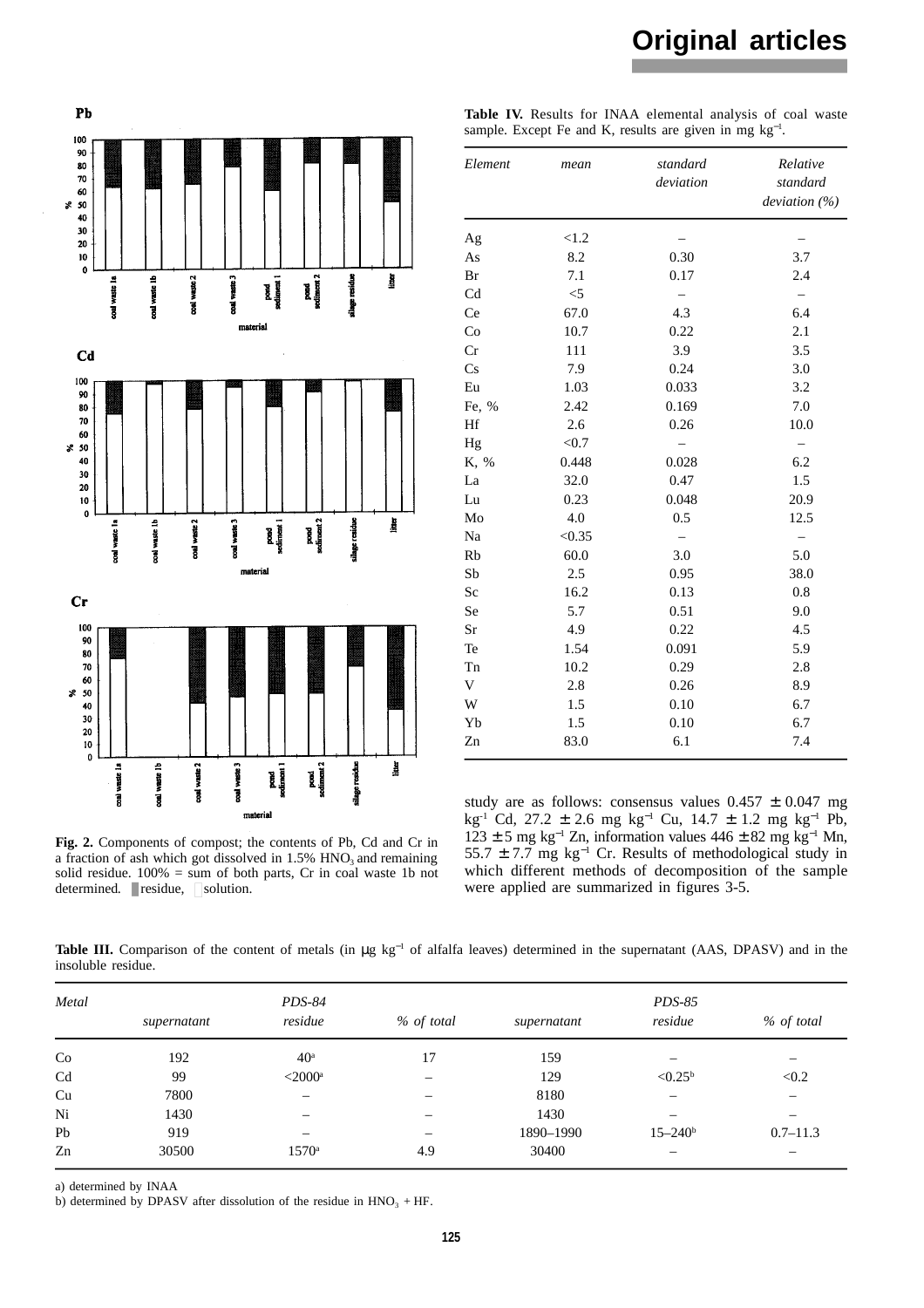Fig. 2. Components of compost; the contents of Pb, Cd and Cr in a fraction of ash which got dissolved in 1.5% $HNO_3$ and remaining solid residue. 100% = sum of both parts, Cr in coal waste 1b not determined. ▮residue, ▯solution.

**Table IV.** Results for INAA elemental analysis of coal waste sample. Except Fe and K, results are given in mg $kg^{-1}$.

| *Element* | *mean* | *standard deviation* | *Relative standard deviation (%)* |
|---|---|---|---|
| Ag | <1.2 | – | – |
| As | 8.2 | 0.30 | 3.7 |
| Br | 7.1 | 0.17 | 2.4 |
| Cd | <5 | – | – |
| Ce | 67.0 | 4.3 | 6.4 |
| Co | 10.7 | 0.22 | 2.1 |
| Cr | 111 | 3.9 | 3.5 |
| Cs | 7.9 | 0.24 | 3.0 |
| Eu | 1.03 | 0.033 | 3.2 |
| Fe, % | 2.42 | 0.169 | 7.0 |
| Hf | 2.6 | 0.26 | 10.0 |
| Hg | <0.7 | – | – |
| K, % | 0.448 | 0.028 | 6.2 |
| La | 32.0 | 0.47 | 1.5 |
| Lu | 0.23 | 0.048 | 20.9 |
| Mo | 4.0 | 0.5 | 12.5 |
| Na | <0.35 | – | – |
| Rb | 60.0 | 3.0 | 5.0 |
| Sb | 2.5 | 0.95 | 38.0 |
| Sc | 16.2 | 0.13 | 0.8 |
| Se | 5.7 | 0.51 | 9.0 |
| Sr | 4.9 | 0.22 | 4.5 |
| Te | 1.54 | 0.091 | 5.9 |
| Tn | 10.2 | 0.29 | 2.8 |
| V | 2.8 | 0.26 | 8.9 |
| W | 1.5 | 0.10 | 6.7 |
| Yb | 1.5 | 0.10 | 6.7 |
| Zn | 83.0 | 6.1 | 7.4 |

study are as follows: consensus values 0.457 ± 0.047 mg $kg^{-1}$ Cd, 27.2 ± 2.6 mg $kg^{-1}$ Cu, 14.7 ± 1.2 mg $kg^{-1}$ Pb, 123 ± 5 mg $kg^{-1}$ Zn, information values 446 ± 82 mg $kg^{-1}$ Mn, 55.7 ± 7.7 mg $kg^{-1}$ Cr. Results of methodological study in which different methods of decomposition of the sample were applied are summarized in figures 3-5.

**Table III.** Comparison of the content of metals (in μg $kg^{-1}$ of alfalfa leaves) determined in the supernatant (AAS, DPASV) and in the insoluble residue.

| *Metal* | *PDS-84* | | | *PDS-85* | | |
|---|---|---|---|---|---|---|
| | *supernatant* | *residue* | *% of total* | *supernatant* | *residue* | *% of total* |
| Co | 192 | 40[a] | 17 | 159 | – | – |
| Cd | 99 | <2000[a] | – | 129 | <0.25[b] | <0.2 |
| Cu | 7800 | – | – | 8180 | – | – |
| Ni | 1430 | – | – | 1430 | – | – |
| Pb | 919 | – | – | 1890–1990 | 15–240[b] | 0.7–11.3 |
| Zn | 30500 | 1570[a] | 4.9 | 30400 | – | – |

a) determined by INAA

b) determined by DPASV after dissolution of the residue in $HNO_3$ + HF.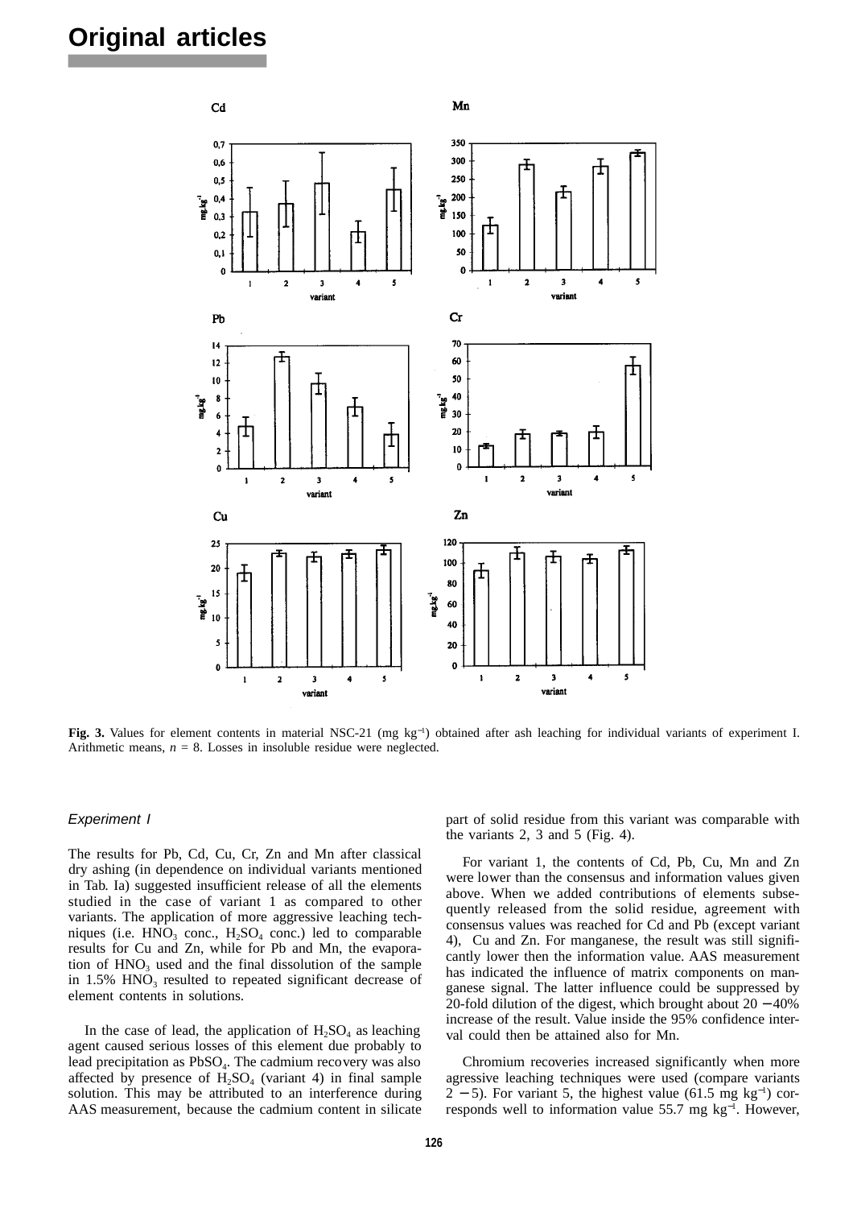**Fig. 3.** Values for element contents in material NSC-21 (mg kg$^{-1}$) obtained after ash leaching for individual variants of experiment I. Arithmetic means, $n$ = 8. Losses in insoluble residue were neglected.

### *Experiment I*

The results for Pb, Cd, Cu, Cr, Zn and Mn after classical dry ashing (in dependence on individual variants mentioned in Tab. Ia) suggested insufficient release of all the elements studied in the case of variant 1 as compared to other variants. The application of more aggressive leaching techniques (i.e. $HNO_3$ conc., $H_2SO_4$ conc.) led to comparable results for Cu and Zn, while for Pb and Mn, the evaporation of $HNO_3$ used and the final dissolution of the sample in 1.5% $HNO_3$ resulted to repeated significant decrease of element contents in solutions.

In the case of lead, the application of $H_2SO_4$ as leaching agent caused serious losses of this element due probably to lead precipitation as $PbSO_4$. The cadmium recovery was also affected by presence of $H_2SO_4$ (variant 4) in final sample solution. This may be attributed to an interference during AAS measurement, because the cadmium content in silicate part of solid residue from this variant was comparable with the variants 2, 3 and 5 (Fig. 4).

For variant 1, the contents of Cd, Pb, Cu, Mn and Zn were lower than the consensus and information values given above. When we added contributions of elements subsequently released from the solid residue, agreement with consensus values was reached for Cd and Pb (except variant 4), Cu and Zn. For manganese, the result was still significantly lower then the information value. AAS measurement has indicated the influence of matrix components on manganese signal. The latter influence could be suppressed by 20-fold dilution of the digest, which brought about 20 − 40% increase of the result. Value inside the 95% confidence interval could then be attained also for Mn.

Chromium recoveries increased significantly when more agressive leaching techniques were used (compare variants 2 − 5). For variant 5, the highest value (61.5 mg kg$^{-1}$) corresponds well to information value 55.7 mg kg$^{-1}$. However,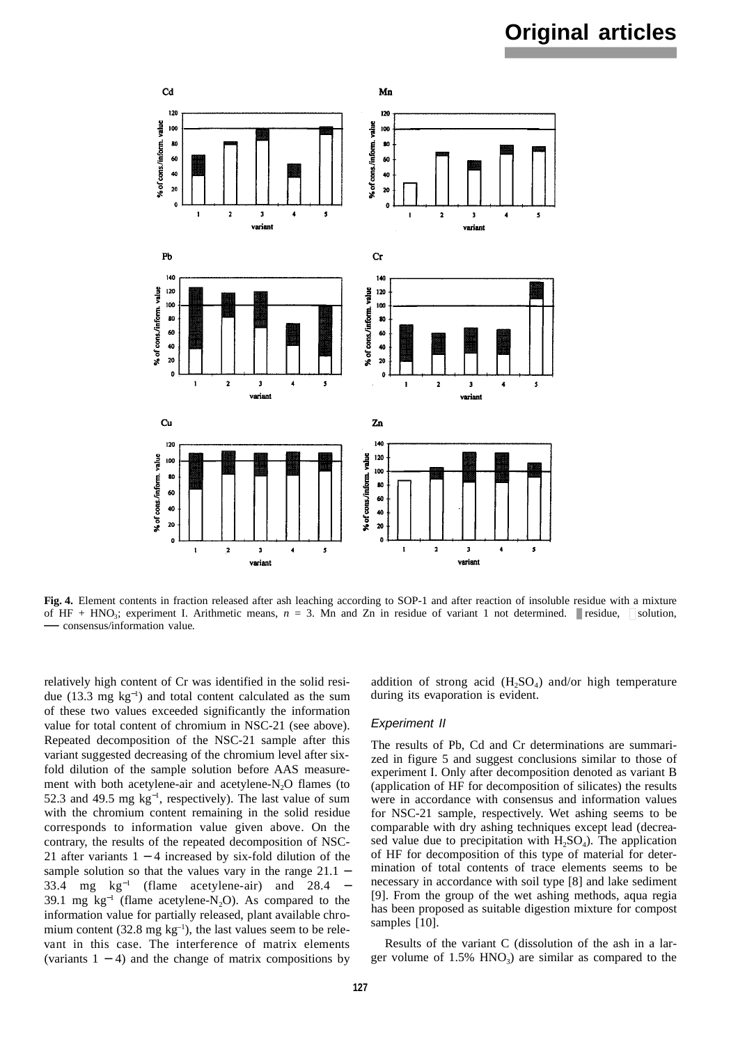**Fig. 4.** Element contents in fraction released after ash leaching according to SOP-1 and after reaction of insoluble residue with a mixture of HF + $HNO_3$; experiment I. Arithmetic means, $n$ = 3. Mn and Zn in residue of variant 1 not determined. ▮ residue, ▯ solution, — consensus/information value.

relatively high content of Cr was identified in the solid residue (13.3 mg $kg^{-1}$) and total content calculated as the sum of these two values exceeded significantly the information value for total content of chromium in NSC-21 (see above). Repeated decomposition of the NSC-21 sample after this variant suggested decreasing of the chromium level after six-fold dilution of the sample solution before AAS measurement with both acetylene-air and acetylene-$N_2O$ flames (to 52.3 and 49.5 mg $kg^{-1}$, respectively). The last value of sum with the chromium content remaining in the solid residue corresponds to information value given above. On the contrary, the results of the repeated decomposition of NSC-21 after variants 1 – 4 increased by six-fold dilution of the sample solution so that the values vary in the range 21.1 – 33.4 mg $kg^{-1}$ (flame acetylene-air) and 28.4 – 39.1 mg $kg^{-1}$ (flame acetylene-$N_2O$). As compared to the information value for partially released, plant available chromium content (32.8 mg $kg^{-1}$), the last values seem to be relevant in this case. The interference of matrix elements (variants 1 – 4) and the change of matrix compositions by addition of strong acid ($H_2SO_4$) and/or high temperature during its evaporation is evident.

### *Experiment II*

The results of Pb, Cd and Cr determinations are summarized in figure 5 and suggest conclusions similar to those of experiment I. Only after decomposition denoted as variant B (application of HF for decomposition of silicates) the results were in accordance with consensus and information values for NSC-21 sample, respectively. Wet ashing seems to be comparable with dry ashing techniques except lead (decreased value due to precipitation with $H_2SO_4$). The application of HF for decomposition of this type of material for determination of total contents of trace elements seems to be necessary in accordance with soil type [8] and lake sediment [9]. From the group of the wet ashing methods, aqua regia has been proposed as suitable digestion mixture for compost samples [10].

Results of the variant C (dissolution of the ash in a larger volume of 1.5% $HNO_3$) are similar as compared to the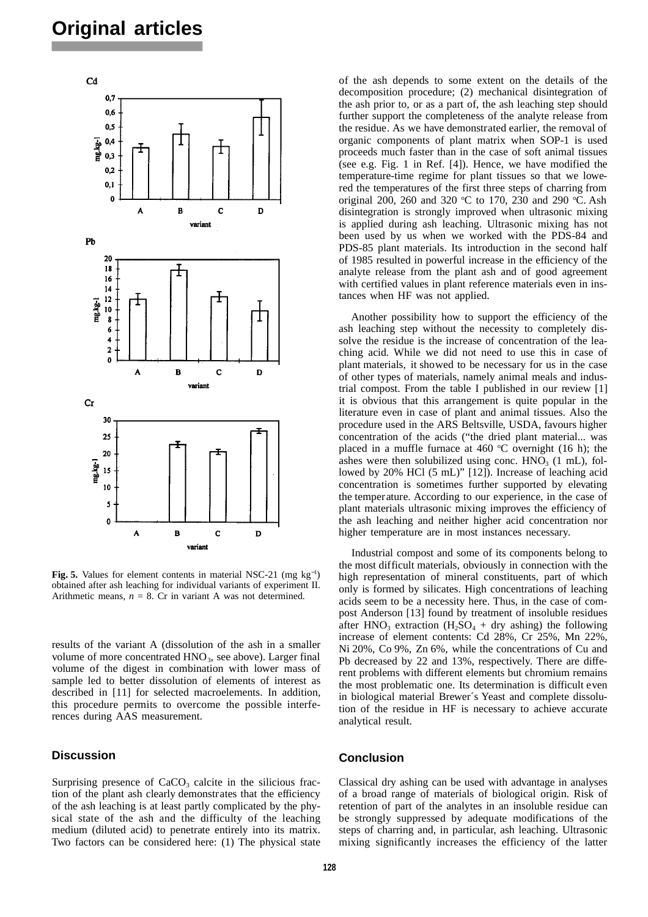Cd

Pb

Cr

**Fig. 5.** Values for element contents in material NSC-21 (mg $kg^{-1}$) obtained after ash leaching for individual variants of experiment II. Arithmetic means, $n$ = 8. Cr in variant A was not determined.

results of the variant A (dissolution of the ash in a smaller volume of more concentrated $HNO_3$, see above). Larger final volume of the digest in combination with lower mass of sample led to better dissolution of elements of interest as described in [11] for selected macroelements. In addition, this procedure permits to overcome the possible interferences during AAS measurement.

## Discussion

Surprising presence of $CaCO_3$ calcite in the silicious fraction of the plant ash clearly demonstrates that the efficiency of the ash leaching is at least partly complicated by the physical state of the ash and the difficulty of the leaching medium (diluted acid) to penetrate entirely into its matrix. Two factors can be considered here: (1) The physical state of the ash depends to some extent on the details of the decomposition procedure; (2) mechanical disintegration of the ash prior to, or as a part of, the ash leaching step should further support the completeness of the analyte release from the residue. As we have demonstrated earlier, the removal of organic components of plant matrix when SOP-1 is used proceeds much faster than in the case of soft animal tissues (see e.g. Fig. 1 in Ref. [4]). Hence, we have modified the temperature-time regime for plant tissues so that we lowered the temperatures of the first three steps of charring from original 200, 260 and 320 °C to 170, 230 and 290 °C. Ash disintegration is strongly improved when ultrasonic mixing is applied during ash leaching. Ultrasonic mixing has not been used by us when we worked with the PDS-84 and PDS-85 plant materials. Its introduction in the second half of 1985 resulted in powerful increase in the efficiency of the analyte release from the plant ash and of good agreement with certified values in plant reference materials even in instances when HF was not applied.

Another possibility how to support the efficiency of the ash leaching step without the necessity to completely dissolve the residue is the increase of concentration of the leaching acid. While we did not need to use this in case of plant materials, it showed to be necessary for us in the case of other types of materials, namely animal meals and industrial compost. From the table I published in our review [1] it is obvious that this arrangement is quite popular in the literature even in case of plant and animal tissues. Also the procedure used in the ARS Beltsville, USDA, favours higher concentration of the acids ("the dried plant material... was placed in a muffle furnace at 460 °C overnight (16 h); the ashes were then solubilized using conc. $HNO_3$ (1 mL), followed by 20% HCl (5 mL)" [12]). Increase of leaching acid concentration is sometimes further supported by elevating the temperature. According to our experience, in the case of plant materials ultrasonic mixing improves the efficiency of the ash leaching and neither higher acid concentration nor higher temperature are in most instances necessary.

Industrial compost and some of its components belong to the most difficult materials, obviously in connection with the high representation of mineral constituents, part of which only is formed by silicates. High concentrations of leaching acids seem to be a necessity here. Thus, in the case of compost Anderson [13] found by treatment of insoluble residues after $HNO_3$ extraction ($H_2SO_4$ + dry ashing) the following increase of element contents: Cd 28%, Cr 25%, Mn 22%, Ni 20%, Co 9%, Zn 6%, while the concentrations of Cu and Pb decreased by 22 and 13%, respectively. There are different problems with different elements but chromium remains the most problematic one. Its determination is difficult even in biological material Brewer´s Yeast and complete dissolution of the residue in HF is necessary to achieve accurate analytical result.

## Conclusion

Classical dry ashing can be used with advantage in analyses of a broad range of materials of biological origin. Risk of retention of part of the analytes in an insoluble residue can be strongly suppressed by adequate modifications of the steps of charring and, in particular, ash leaching. Ultrasonic mixing significantly increases the efficiency of the latter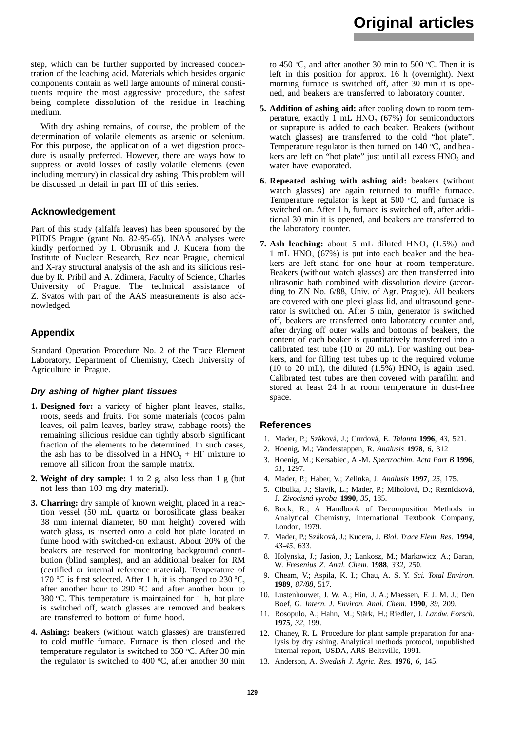step, which can be further supported by increased concentration of the leaching acid. Materials which besides organic components contain as well large amounts of mineral constituents require the most aggressive procedure, the safest being complete dissolution of the residue in leaching medium.

With dry ashing remains, of course, the problem of the determination of volatile elements as arsenic or selenium. For this purpose, the application of a wet digestion procedure is usually preferred. However, there are ways how to suppress or avoid losses of easily volatile elements (even including mercury) in classical dry ashing. This problem will be discussed in detail in part III of this series.

## Acknowledgement

Part of this study (alfalfa leaves) has been sponsored by the PÚDIS Prague (grant No. 82-95-65). INAA analyses were kindly performed by I. Obrusník and J. Kucera from the Institute of Nuclear Research, Rez near Prague, chemical and X-ray structural analysis of the ash and its silicious residue by R. Pribil and A. Zdimera, Faculty of Science, Charles University of Prague. The technical assistance of Z. Svatos with part of the AAS measurements is also acknowledged.

## Appendix

Standard Operation Procedure No. 2 of the Trace Element Laboratory, Department of Chemistry, Czech University of Agriculture in Prague.

### *Dry ashing of higher plant tissues*

1. **Designed for:** a variety of higher plant leaves, stalks, roots, seeds and fruits. For some materials (cocos palm leaves, oil palm leaves, barley straw, cabbage roots) the remaining silicious residue can tightly absorb significant fraction of the elements to be determined. In such cases, the ash has to be dissolved in a $HNO_3$ + HF mixture to remove all silicon from the sample matrix.

2. **Weight of dry sample:** 1 to 2 g, also less than 1 g (but not less than 100 mg dry material).

3. **Charring:** dry sample of known weight, placed in a reaction vessel (50 mL quartz or borosilicate glass beaker 38 mm internal diameter, 60 mm height) covered with watch glass, is inserted onto a cold hot plate located in fume hood with switched-on exhaust. About 20% of the beakers are reserved for monitoring background contribution (blind samples), and an additional beaker for RM (certified or internal reference material). Temperature of 170 °C is first selected. After 1 h, it is changed to 230 °C, after another hour to 290 °C and after another hour to 380 °C. This temperature is maintained for 1 h, hot plate is switched off, watch glasses are removed and beakers are transferred to bottom of fume hood.

4. **Ashing:** beakers (without watch glasses) are transferred to cold muffle furnace. Furnace is then closed and the temperature regulator is switched to 350 °C. After 30 min the regulator is switched to 400 °C, after another 30 min to 450 °C, and after another 30 min to 500 °C. Then it is left in this position for approx. 16 h (overnight). Next morning furnace is switched off, after 30 min it is opened, and beakers are transferred to laboratory counter.

5. **Addition of ashing aid:** after cooling down to room temperature, exactly 1 mL $HNO_3$ (67%) for semiconductors or suprapure is added to each beaker. Beakers (without watch glasses) are transferred to the cold "hot plate". Temperature regulator is then turned on 140 °C, and beakers are left on "hot plate" just until all excess $HNO_3$ and water have evaporated.

6. **Repeated ashing with ashing aid:** beakers (without watch glasses) are again returned to muffle furnace. Temperature regulator is kept at 500 °C, and furnace is switched on. After 1 h, furnace is switched off, after additional 30 min it is opened, and beakers are transferred to the laboratory counter.

7. **Ash leaching:** about 5 mL diluted $HNO_3$ (1.5%) and 1 mL $HNO_3$ (67%) is put into each beaker and the beakers are left stand for one hour at room temperature. Beakers (without watch glasses) are then transferred into ultrasonic bath combined with dissolution device (according to ZN No. 6/88, Univ. of Agr. Prague). All beakers are covered with one plexi glass lid, and ultrasound generator is switched on. After 5 min, generator is switched off, beakers are transferred onto laboratory counter and, after drying off outer walls and bottoms of beakers, the content of each beaker is quantitatively transferred into a calibrated test tube (10 or 20 mL). For washing out beakers, and for filling test tubes up to the required volume (10 to 20 mL), the diluted (1.5%) $HNO_3$ is again used. Calibrated test tubes are then covered with parafilm and stored at least 24 h at room temperature in dust-free space.

## References

1. Mader, P.; Száková, J.; Curdová, E. *Talanta* **1996**, *43*, 521.
2. Hoenig, M.; Vanderstappen, R. *Analusis* **1978**, *6*, 312
3. Hoenig, M.; Kersabiec, A.-M. *Spectrochim. Acta Part B* **1996**, *51*, 1297.
4. Mader, P.; Haber, V.; Zelinka, J. *Analusis* **1997**, *25*, 175.
5. Cibulka, J.; Slavík, L.; Mader, P.; Miholová, D.; Reznícková, J. *Zivocisná vyroba* **1990**, *35*, 185.
6. Bock, R.; A Handbook of Decomposition Methods in Analytical Chemistry, International Textbook Company, London, 1979.
7. Mader, P.; Száková, J.; Kucera, J. *Biol. Trace Elem. Res.* **1994**, *43-45*, 633.
8. Holynska, J.; Jasion, J.; Lankosz, M.; Markowicz, A.; Baran, W. *Fresenius Z. Anal. Chem.* **1988**, *332*, 250.
9. Cheam, V.; Aspila, K. I.; Chau, A. S. Y. *Sci. Total Environ.* **1989**, *87/88*, 517.
10. Lustenhouwer, J. W. A.; Hin, J. A.; Maessen, F. J. M. J.; Den Boef, G. *Intern. J. Environ. Anal. Chem.* **1990**, *39*, 209.
11. Rosopulo, A.; Hahn, M.; Stärk, H.; Riedler, J. *Landw. Forsch.* **1975**, *32*, 199.
12. Chaney, R. L. Procedure for plant sample preparation for analysis by dry ashing. Analytical methods protocol, unpublished internal report, USDA, ARS Beltsville, 1991.
13. Anderson, A. *Swedish J. Agric. Res.* **1976**, *6*, 145.